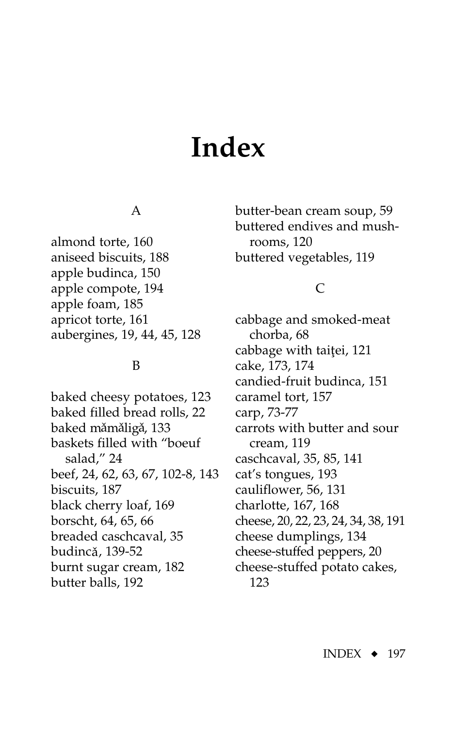# Index

A

almond torte, 160
aniseed biscuits, 188
apple budinca, 150
apple compote, 194
apple foam, 185
apricot torte, 161
aubergines, 19, 44, 45, 128

B

baked cheesy potatoes, 123
baked filled bread rolls, 22
baked mămăligă, 133
baskets filled with "boeuf salad," 24
beef, 24, 62, 63, 67, 102-8, 143
biscuits, 187
black cherry loaf, 169
borscht, 64, 65, 66
breaded caschcaval, 35
budincă, 139-52
burnt sugar cream, 182
butter balls, 192
butter-bean cream soup, 59
buttered endives and mushrooms, 120
buttered vegetables, 119

C

cabbage and smoked-meat chorba, 68
cabbage with taiţei, 121
cake, 173, 174
candied-fruit budinca, 151
caramel tort, 157
carp, 73-77
carrots with butter and sour cream, 119
caschcaval, 35, 85, 141
cat's tongues, 193
cauliflower, 56, 131
charlotte, 167, 168
cheese, 20, 22, 23, 24, 34, 38, 191
cheese dumplings, 134
cheese-stuffed peppers, 20
cheese-stuffed potato cakes, 123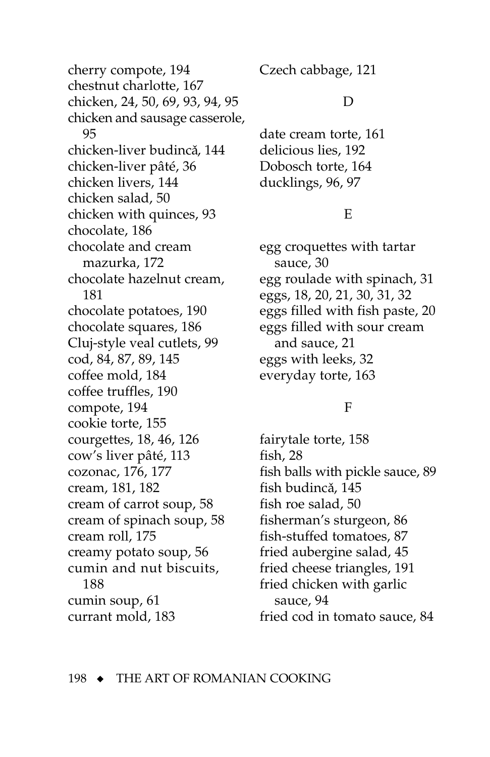cherry compote, 194
chestnut charlotte, 167
chicken, 24, 50, 69, 93, 94, 95
chicken and sausage casserole, 95
chicken-liver budincă, 144
chicken-liver pâté, 36
chicken livers, 144
chicken salad, 50
chicken with quinces, 93
chocolate, 186
chocolate and cream mazurka, 172
chocolate hazelnut cream, 181
chocolate potatoes, 190
chocolate squares, 186
Cluj-style veal cutlets, 99
cod, 84, 87, 89, 145
coffee mold, 184
coffee truffles, 190
compote, 194
cookie torte, 155
courgettes, 18, 46, 126
cow's liver pâté, 113
cozonac, 176, 177
cream, 181, 182
cream of carrot soup, 58
cream of spinach soup, 58
cream roll, 175
creamy potato soup, 56
cumin and nut biscuits, 188
cumin soup, 61
currant mold, 183
Czech cabbage, 121

D

date cream torte, 161
delicious lies, 192
Dobosch torte, 164
ducklings, 96, 97

E

egg croquettes with tartar sauce, 30
egg roulade with spinach, 31
eggs, 18, 20, 21, 30, 31, 32
eggs filled with fish paste, 20
eggs filled with sour cream and sauce, 21
eggs with leeks, 32
everyday torte, 163

F

fairytale torte, 158
fish, 28
fish balls with pickle sauce, 89
fish budincă, 145
fish roe salad, 50
fisherman's sturgeon, 86
fish-stuffed tomatoes, 87
fried aubergine salad, 45
fried cheese triangles, 191
fried chicken with garlic sauce, 94
fried cod in tomato sauce, 84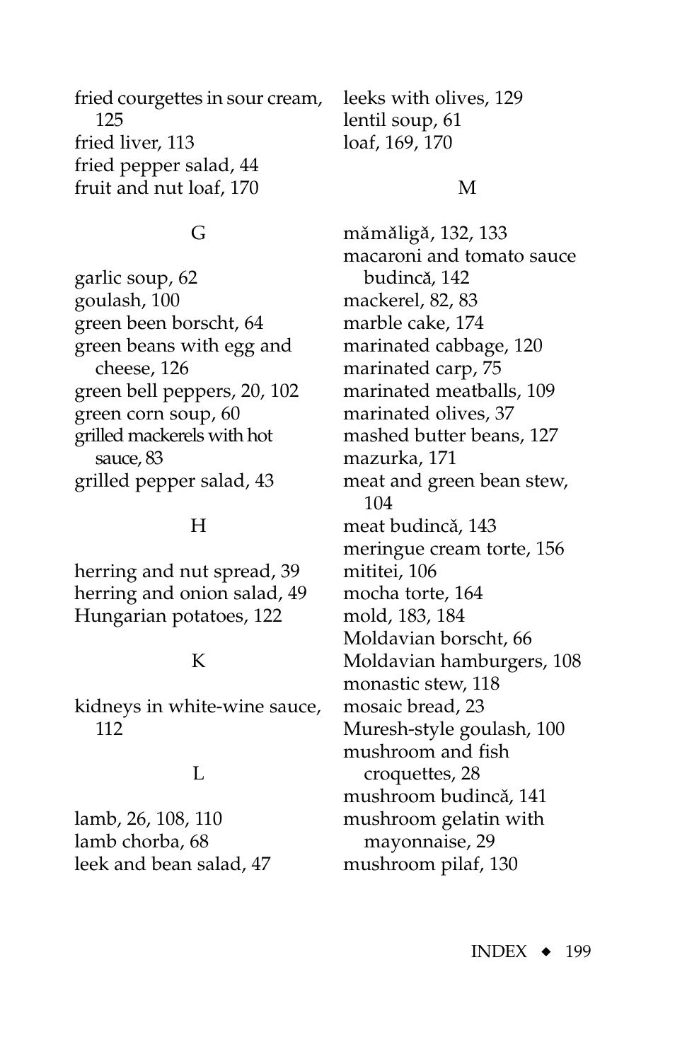fried courgettes in sour cream, 125
fried liver, 113
fried pepper salad, 44
fruit and nut loaf, 170

G

garlic soup, 62
goulash, 100
green been borscht, 64
green beans with egg and cheese, 126
green bell peppers, 20, 102
green corn soup, 60
grilled mackerels with hot sauce, 83
grilled pepper salad, 43

H

herring and nut spread, 39
herring and onion salad, 49
Hungarian potatoes, 122

K

kidneys in white-wine sauce, 112

L

lamb, 26, 108, 110
lamb chorba, 68
leek and bean salad, 47
leeks with olives, 129
lentil soup, 61
loaf, 169, 170

M

mămăligă, 132, 133
macaroni and tomato sauce budincă, 142
mackerel, 82, 83
marble cake, 174
marinated cabbage, 120
marinated carp, 75
marinated meatballs, 109
marinated olives, 37
mashed butter beans, 127
mazurka, 171
meat and green bean stew, 104
meat budincă, 143
meringue cream torte, 156
mititei, 106
mocha torte, 164
mold, 183, 184
Moldavian borscht, 66
Moldavian hamburgers, 108
monastic stew, 118
mosaic bread, 23
Muresh-style goulash, 100
mushroom and fish croquettes, 28
mushroom budincă, 141
mushroom gelatin with mayonnaise, 29
mushroom pilaf, 130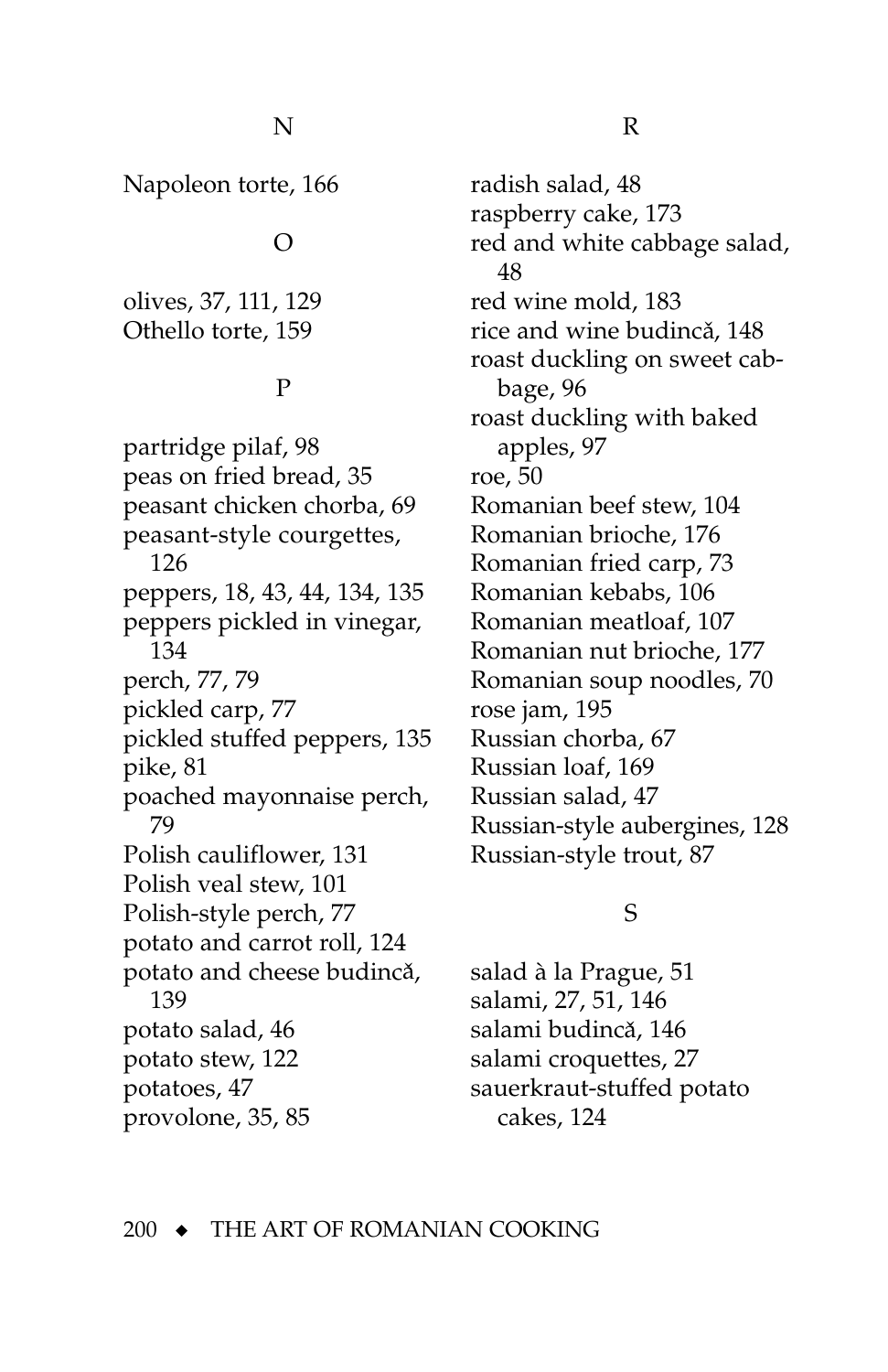## N

Napoleon torte, 166

## O

olives, 37, 111, 129
Othello torte, 159

## P

partridge pilaf, 98
peas on fried bread, 35
peasant chicken chorba, 69
peasant-style courgettes, 126
peppers, 18, 43, 44, 134, 135
peppers pickled in vinegar, 134
perch, 77, 79
pickled carp, 77
pickled stuffed peppers, 135
pike, 81
poached mayonnaise perch, 79
Polish cauliflower, 131
Polish veal stew, 101
Polish-style perch, 77
potato and carrot roll, 124
potato and cheese budincă, 139
potato salad, 46
potato stew, 122
potatoes, 47
provolone, 35, 85

## R

radish salad, 48
raspberry cake, 173
red and white cabbage salad, 48
red wine mold, 183
rice and wine budincă, 148
roast duckling on sweet cabbage, 96
roast duckling with baked apples, 97
roe, 50
Romanian beef stew, 104
Romanian brioche, 176
Romanian fried carp, 73
Romanian kebabs, 106
Romanian meatloaf, 107
Romanian nut brioche, 177
Romanian soup noodles, 70
rose jam, 195
Russian chorba, 67
Russian loaf, 169
Russian salad, 47
Russian-style aubergines, 128
Russian-style trout, 87

## S

salad à la Prague, 51
salami, 27, 51, 146
salami budincă, 146
salami croquettes, 27
sauerkraut-stuffed potato cakes, 124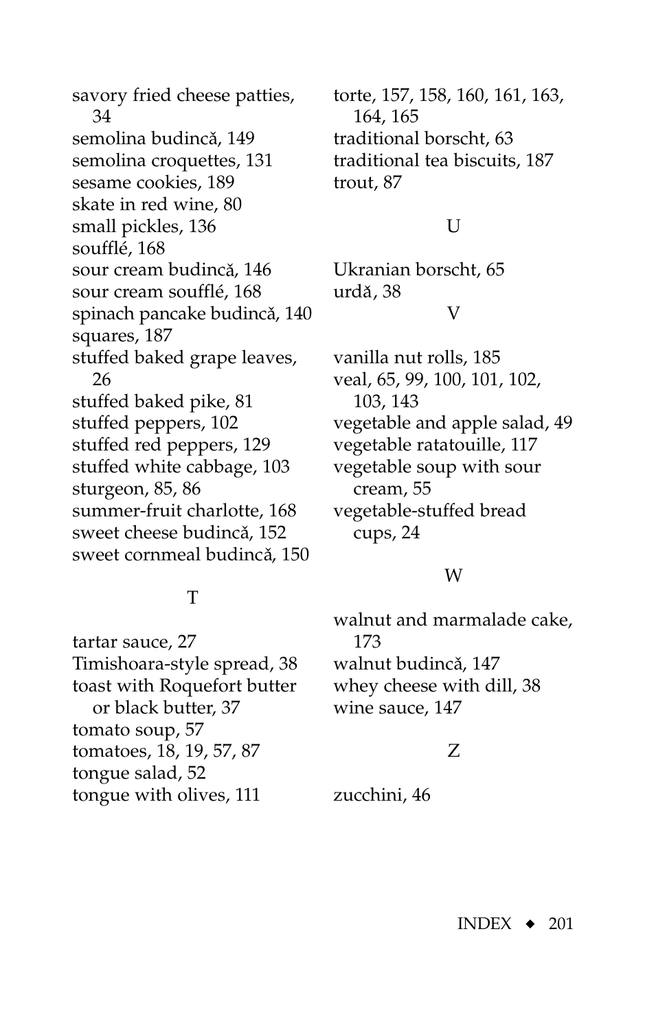savory fried cheese patties, 34
semolina budincă, 149
semolina croquettes, 131
sesame cookies, 189
skate in red wine, 80
small pickles, 136
soufflé, 168
sour cream budincă, 146
sour cream soufflé, 168
spinach pancake budincă, 140
squares, 187
stuffed baked grape leaves, 26
stuffed baked pike, 81
stuffed peppers, 102
stuffed red peppers, 129
stuffed white cabbage, 103
sturgeon, 85, 86
summer-fruit charlotte, 168
sweet cheese budincă, 152
sweet cornmeal budincă, 150

T

tartar sauce, 27
Timishoara-style spread, 38
toast with Roquefort butter or black butter, 37
tomato soup, 57
tomatoes, 18, 19, 57, 87
tongue salad, 52
tongue with olives, 111
torte, 157, 158, 160, 161, 163, 164, 165
traditional borscht, 63
traditional tea biscuits, 187
trout, 87

U

Ukranian borscht, 65
urdă, 38

V

vanilla nut rolls, 185
veal, 65, 99, 100, 101, 102, 103, 143
vegetable and apple salad, 49
vegetable ratatouille, 117
vegetable soup with sour cream, 55
vegetable-stuffed bread cups, 24

W

walnut and marmalade cake, 173
walnut budincă, 147
whey cheese with dill, 38
wine sauce, 147

Z

zucchini, 46